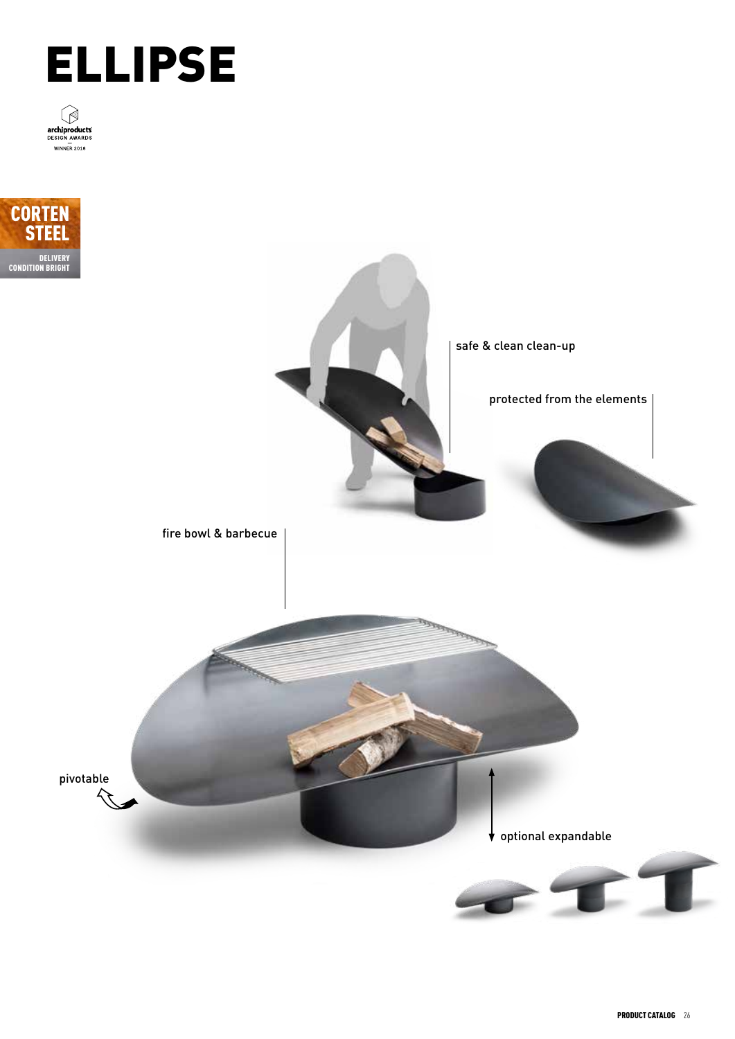# ELLIPSE

archiproducts DESIGN AWARDS — WINNER 2018

**CORTEN STEEL**
DELIVERY CONDITION BRIGHT

safe & clean clean-up

protected from the elements

fire bowl & barbecue

pivotable

optional expandable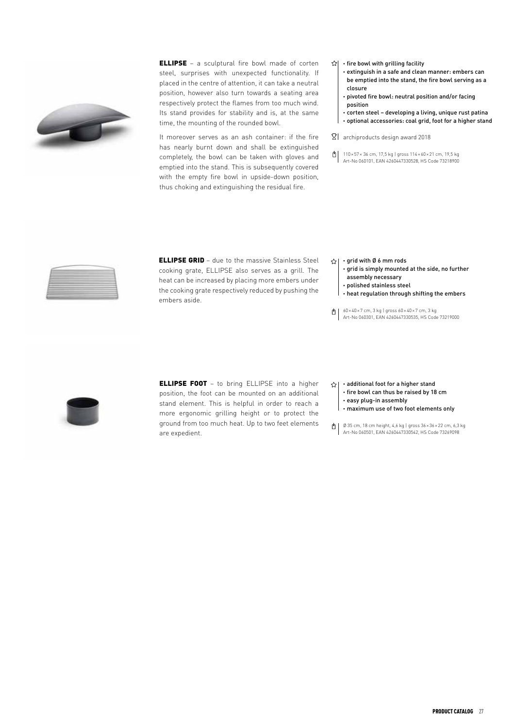**ELLIPSE** – a sculptural fire bowl made of corten steel, surprises with unexpected functionality. If placed in the centre of attention, it can take a neutral position, however also turn towards a seating area respectively protect the flames from too much wind. Its stand provides for stability and is, at the same time, the mounting of the rounded bowl.

It moreover serves as an ash container: if the fire has nearly burnt down and shall be extinguished completely, the bowl can be taken with gloves and emptied into the stand. This is subsequently covered with the empty fire bowl in upside-down position, thus choking and extinguishing the residual fire.

- fire bowl with grilling facility
- extinguish in a safe and clean manner: embers can be emptied into the stand, the fire bowl serving as a closure
- pivoted fire bowl: neutral position and/or facing position
- corten steel – developing a living, unique rust patina
- optional accessories: coal grid, foot for a higher stand

archiproducts design award 2018

110 × 57 × 36 cm, 17,5 kg | gross 114 × 60 × 21 cm, 19,5 kg
Art-No 060101, EAN 4260447330528, HS Code 73218900

**ELLIPSE GRID** – due to the massive Stainless Steel cooking grate, ELLIPSE also serves as a grill. The heat can be increased by placing more embers under the cooking grate respectively reduced by pushing the embers aside.

- grid with Ø 6 mm rods
- grid is simply mounted at the side, no further assembly necessary
- polished stainless steel
- heat regulation through shifting the embers

60 × 40 × 7 cm, 3 kg | gross 60 × 40 × 7 cm, 3 kg
Art-No 060301, EAN 4260447330535, HS Code 73219000

**ELLIPSE FOOT** – to bring ELLIPSE into a higher position, the foot can be mounted on an additional stand element. This is helpful in order to reach a more ergonomic grilling height or to protect the ground from too much heat. Up to two feet elements are expedient.

- additional foot for a higher stand
- fire bowl can thus be raised by 18 cm
- easy plug-in assembly
- maximum use of two foot elements only

Ø 35 cm, 18 cm height, 4,6 kg | gross 36 × 36 × 22 cm, 6,3 kg
Art-No 060501, EAN 4260447330542, HS Code 73269098